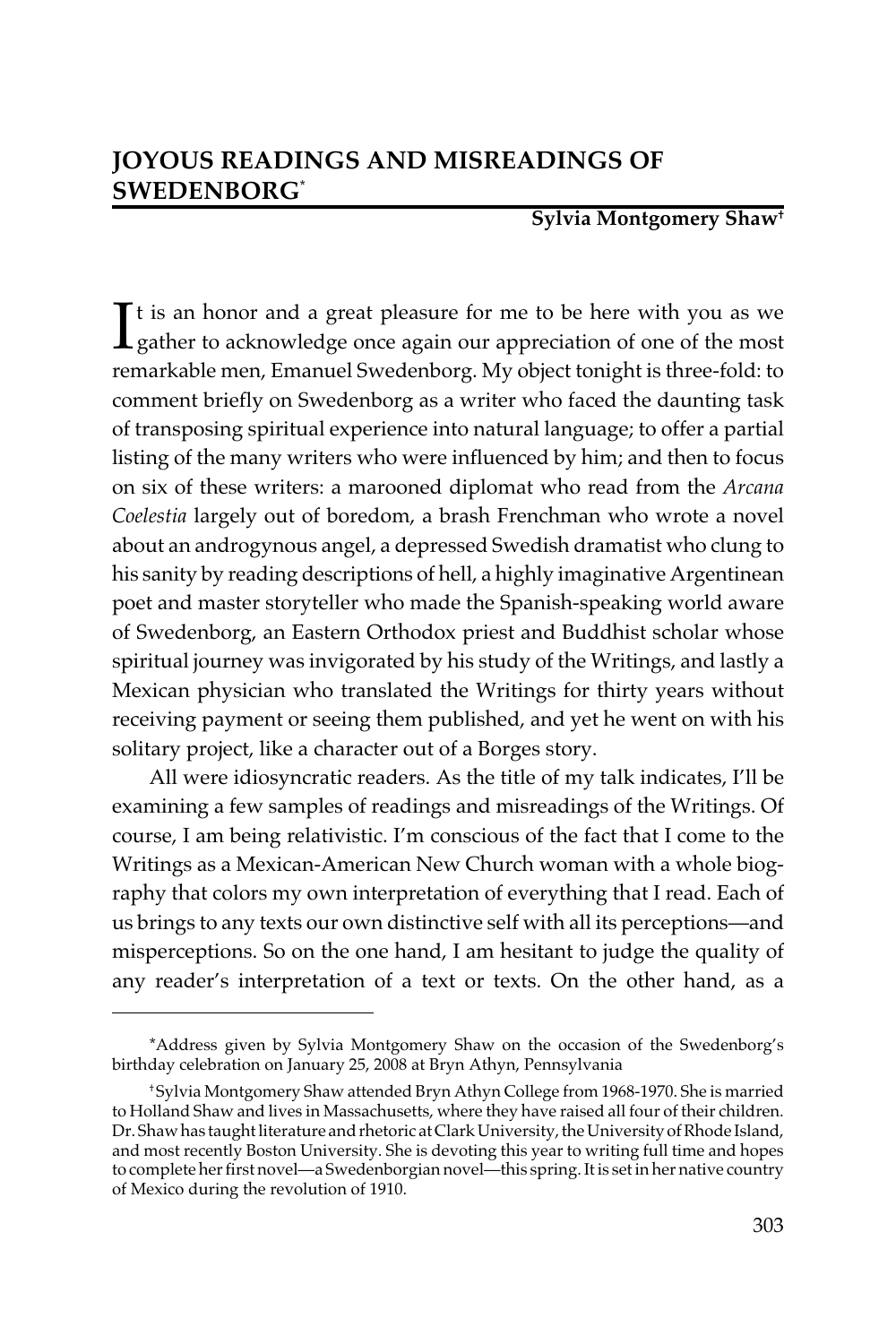# JOYOUS READINGS AND MISREADINGS OF SWEDENBORG*

**Sylvia Montgomery Shaw†**

It is an honor and a great pleasure for me to be here with you as we gather to acknowledge once again our appreciation of one of the most remarkable men, Emanuel Swedenborg. My object tonight is three-fold: to comment briefly on Swedenborg as a writer who faced the daunting task of transposing spiritual experience into natural language; to offer a partial listing of the many writers who were influenced by him; and then to focus on six of these writers: a marooned diplomat who read from the *Arcana Coelestia* largely out of boredom, a brash Frenchman who wrote a novel about an androgynous angel, a depressed Swedish dramatist who clung to his sanity by reading descriptions of hell, a highly imaginative Argentinean poet and master storyteller who made the Spanish-speaking world aware of Swedenborg, an Eastern Orthodox priest and Buddhist scholar whose spiritual journey was invigorated by his study of the Writings, and lastly a Mexican physician who translated the Writings for thirty years without receiving payment or seeing them published, and yet he went on with his solitary project, like a character out of a Borges story.

All were idiosyncratic readers. As the title of my talk indicates, I'll be examining a few samples of readings and misreadings of the Writings. Of course, I am being relativistic. I'm conscious of the fact that I come to the Writings as a Mexican-American New Church woman with a whole biography that colors my own interpretation of everything that I read. Each of us brings to any texts our own distinctive self with all its perceptions—and misperceptions. So on the one hand, I am hesitant to judge the quality of any reader's interpretation of a text or texts. On the other hand, as a

---

*Address given by Sylvia Montgomery Shaw on the occasion of the Swedenborg's birthday celebration on January 25, 2008 at Bryn Athyn, Pennsylvania

†Sylvia Montgomery Shaw attended Bryn Athyn College from 1968-1970. She is married to Holland Shaw and lives in Massachusetts, where they have raised all four of their children. Dr. Shaw has taught literature and rhetoric at Clark University, the University of Rhode Island, and most recently Boston University. She is devoting this year to writing full time and hopes to complete her first novel—a Swedenborgian novel—this spring. It is set in her native country of Mexico during the revolution of 1910.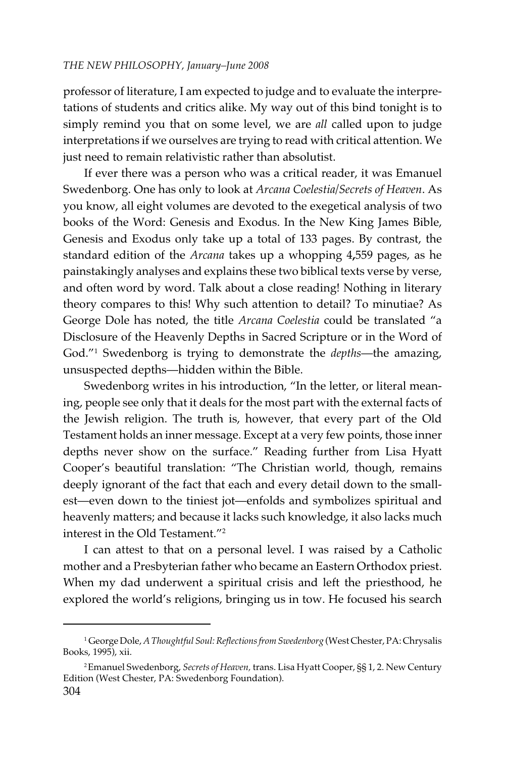professor of literature, I am expected to judge and to evaluate the interpretations of students and critics alike. My way out of this bind tonight is to simply remind you that on some level, we are *all* called upon to judge interpretations if we ourselves are trying to read with critical attention. We just need to remain relativistic rather than absolutist.

If ever there was a person who was a critical reader, it was Emanuel Swedenborg. One has only to look at *Arcana Coelestia/Secrets of Heaven*. As you know, all eight volumes are devoted to the exegetical analysis of two books of the Word: Genesis and Exodus. In the New King James Bible, Genesis and Exodus only take up a total of 133 pages. By contrast, the standard edition of the *Arcana* takes up a whopping 4,559 pages, as he painstakingly analyses and explains these two biblical texts verse by verse, and often word by word. Talk about a close reading! Nothing in literary theory compares to this! Why such attention to detail? To minutiae? As George Dole has noted, the title *Arcana Coelestia* could be translated "a Disclosure of the Heavenly Depths in Sacred Scripture or in the Word of God."[1] Swedenborg is trying to demonstrate the *depths*—the amazing, unsuspected depths—hidden within the Bible.

Swedenborg writes in his introduction, "In the letter, or literal meaning, people see only that it deals for the most part with the external facts of the Jewish religion. The truth is, however, that every part of the Old Testament holds an inner message. Except at a very few points, those inner depths never show on the surface." Reading further from Lisa Hyatt Cooper's beautiful translation: "The Christian world, though, remains deeply ignorant of the fact that each and every detail down to the smallest—even down to the tiniest jot—enfolds and symbolizes spiritual and heavenly matters; and because it lacks such knowledge, it also lacks much interest in the Old Testament."[2]

I can attest to that on a personal level. I was raised by a Catholic mother and a Presbyterian father who became an Eastern Orthodox priest. When my dad underwent a spiritual crisis and left the priesthood, he explored the world's religions, bringing us in tow. He focused his search

---

[1] George Dole, *A Thoughtful Soul: Reflections from Swedenborg* (West Chester, PA: Chrysalis Books, 1995), xii.

[2] Emanuel Swedenborg, *Secrets of Heaven,* trans. Lisa Hyatt Cooper, §§ 1, 2. New Century Edition (West Chester, PA: Swedenborg Foundation).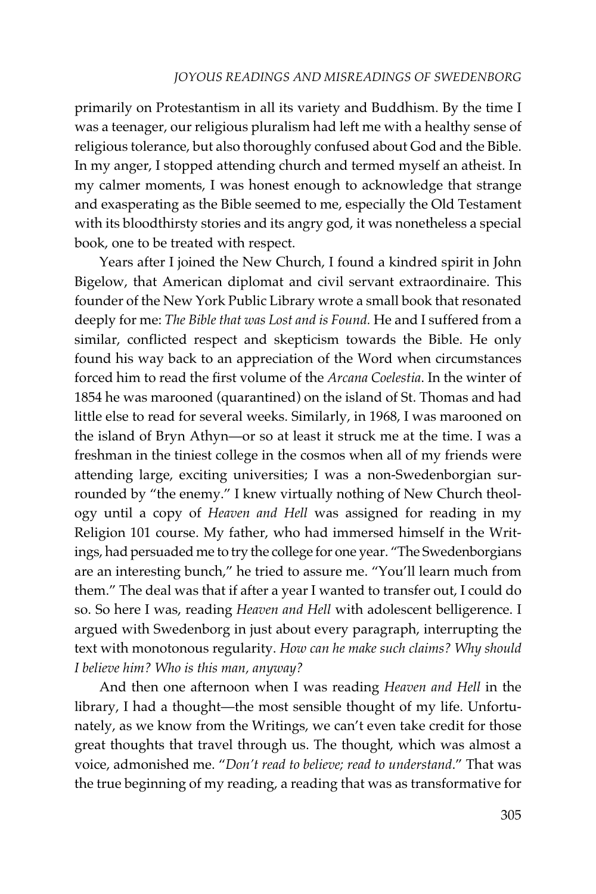primarily on Protestantism in all its variety and Buddhism. By the time I was a teenager, our religious pluralism had left me with a healthy sense of religious tolerance, but also thoroughly confused about God and the Bible. In my anger, I stopped attending church and termed myself an atheist. In my calmer moments, I was honest enough to acknowledge that strange and exasperating as the Bible seemed to me, especially the Old Testament with its bloodthirsty stories and its angry god, it was nonetheless a special book, one to be treated with respect.

Years after I joined the New Church, I found a kindred spirit in John Bigelow, that American diplomat and civil servant extraordinaire. This founder of the New York Public Library wrote a small book that resonated deeply for me: *The Bible that was Lost and is Found.* He and I suffered from a similar, conflicted respect and skepticism towards the Bible. He only found his way back to an appreciation of the Word when circumstances forced him to read the first volume of the *Arcana Coelestia*. In the winter of 1854 he was marooned (quarantined) on the island of St. Thomas and had little else to read for several weeks. Similarly, in 1968, I was marooned on the island of Bryn Athyn—or so at least it struck me at the time. I was a freshman in the tiniest college in the cosmos when all of my friends were attending large, exciting universities; I was a non-Swedenborgian surrounded by "the enemy." I knew virtually nothing of New Church theology until a copy of *Heaven and Hell* was assigned for reading in my Religion 101 course. My father, who had immersed himself in the Writings, had persuaded me to try the college for one year. "The Swedenborgians are an interesting bunch," he tried to assure me. "You'll learn much from them." The deal was that if after a year I wanted to transfer out, I could do so. So here I was, reading *Heaven and Hell* with adolescent belligerence. I argued with Swedenborg in just about every paragraph, interrupting the text with monotonous regularity. *How can he make such claims? Why should I believe him? Who is this man, anyway?*

And then one afternoon when I was reading *Heaven and Hell* in the library, I had a thought—the most sensible thought of my life. Unfortunately, as we know from the Writings, we can't even take credit for those great thoughts that travel through us. The thought, which was almost a voice, admonished me. "*Don't read to believe; read to understand*." That was the true beginning of my reading, a reading that was as transformative for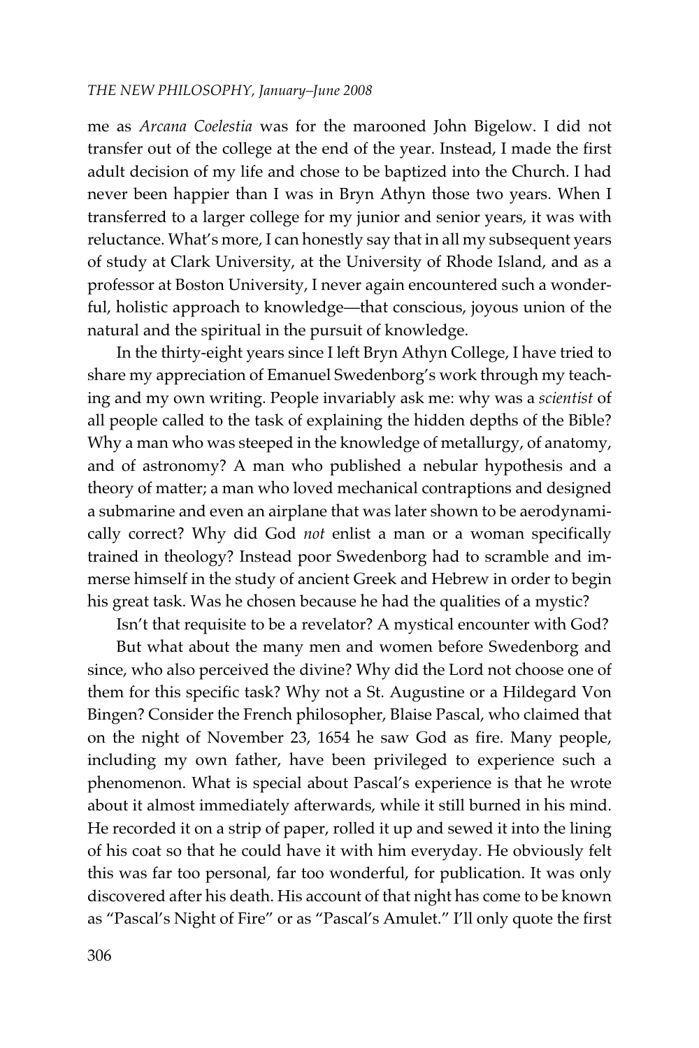me as *Arcana Coelestia* was for the marooned John Bigelow. I did not transfer out of the college at the end of the year. Instead, I made the first adult decision of my life and chose to be baptized into the Church. I had never been happier than I was in Bryn Athyn those two years. When I transferred to a larger college for my junior and senior years, it was with reluctance. What's more, I can honestly say that in all my subsequent years of study at Clark University, at the University of Rhode Island, and as a professor at Boston University, I never again encountered such a wonderful, holistic approach to knowledge—that conscious, joyous union of the natural and the spiritual in the pursuit of knowledge.

In the thirty-eight years since I left Bryn Athyn College, I have tried to share my appreciation of Emanuel Swedenborg's work through my teaching and my own writing. People invariably ask me: why was a *scientist* of all people called to the task of explaining the hidden depths of the Bible? Why a man who was steeped in the knowledge of metallurgy, of anatomy, and of astronomy? A man who published a nebular hypothesis and a theory of matter; a man who loved mechanical contraptions and designed a submarine and even an airplane that was later shown to be aerodynamically correct? Why did God *not* enlist a man or a woman specifically trained in theology? Instead poor Swedenborg had to scramble and immerse himself in the study of ancient Greek and Hebrew in order to begin his great task. Was he chosen because he had the qualities of a mystic?

Isn't that requisite to be a revelator? A mystical encounter with God?

But what about the many men and women before Swedenborg and since, who also perceived the divine? Why did the Lord not choose one of them for this specific task? Why not a St. Augustine or a Hildegard Von Bingen? Consider the French philosopher, Blaise Pascal, who claimed that on the night of November 23, 1654 he saw God as fire. Many people, including my own father, have been privileged to experience such a phenomenon. What is special about Pascal's experience is that he wrote about it almost immediately afterwards, while it still burned in his mind. He recorded it on a strip of paper, rolled it up and sewed it into the lining of his coat so that he could have it with him everyday. He obviously felt this was far too personal, far too wonderful, for publication. It was only discovered after his death. His account of that night has come to be known as "Pascal's Night of Fire" or as "Pascal's Amulet." I'll only quote the first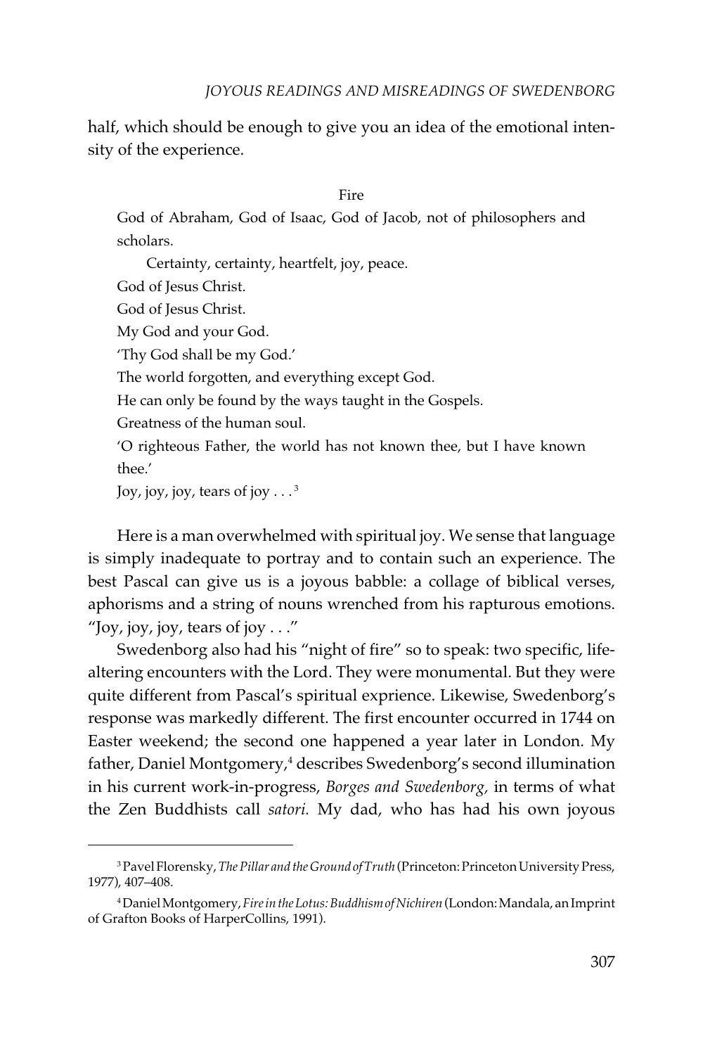half, which should be enough to give you an idea of the emotional intensity of the experience.

> Fire
>
> God of Abraham, God of Isaac, God of Jacob, not of philosophers and scholars.
>
> Certainty, certainty, heartfelt, joy, peace.
>
> God of Jesus Christ.
>
> God of Jesus Christ.
>
> My God and your God.
>
> 'Thy God shall be my God.'
>
> The world forgotten, and everything except God.
>
> He can only be found by the ways taught in the Gospels.
>
> Greatness of the human soul.
>
> 'O righteous Father, the world has not known thee, but I have known thee.'
>
> Joy, joy, joy, tears of joy . . .[3]

Here is a man overwhelmed with spiritual joy. We sense that language is simply inadequate to portray and to contain such an experience. The best Pascal can give us is a joyous babble: a collage of biblical verses, aphorisms and a string of nouns wrenched from his rapturous emotions. "Joy, joy, joy, tears of joy . . ."

Swedenborg also had his "night of fire" so to speak: two specific, life-altering encounters with the Lord. They were monumental. But they were quite different from Pascal's spiritual exprience. Likewise, Swedenborg's response was markedly different. The first encounter occurred in 1744 on Easter weekend; the second one happened a year later in London. My father, Daniel Montgomery,[4] describes Swedenborg's second illumination in his current work-in-progress, *Borges and Swedenborg,* in terms of what the Zen Buddhists call *satori.* My dad, who has had his own joyous

---

[3] Pavel Florensky, *The Pillar and the Ground of Truth* (Princeton: Princeton University Press, 1977), 407–408.

[4] Daniel Montgomery, *Fire in the Lotus: Buddhism of Nichiren* (London: Mandala, an Imprint of Grafton Books of HarperCollins, 1991).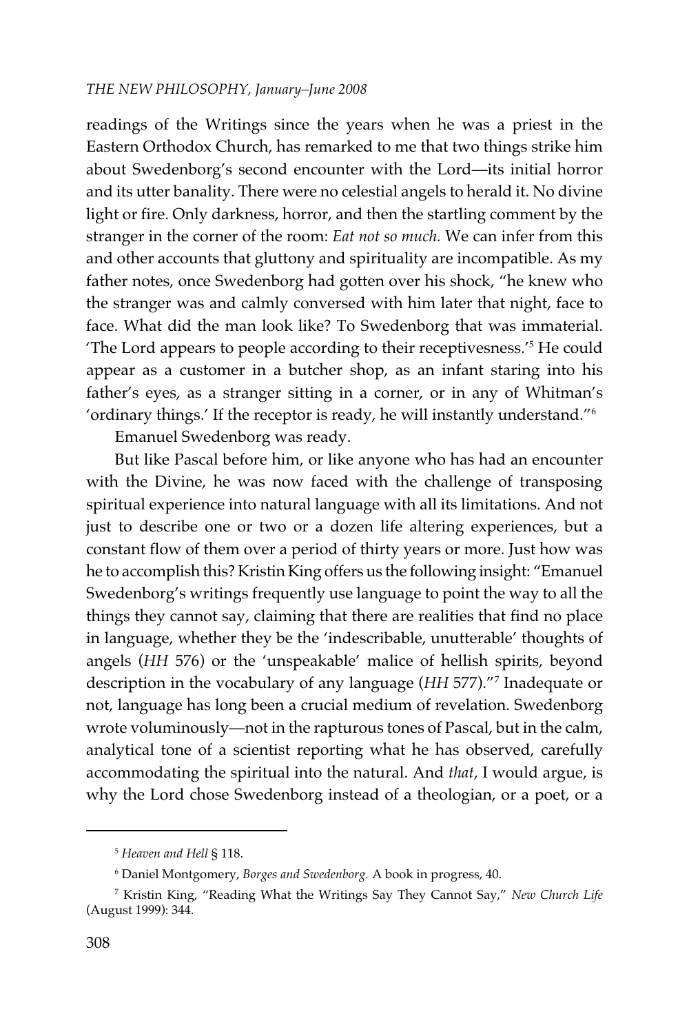readings of the Writings since the years when he was a priest in the Eastern Orthodox Church, has remarked to me that two things strike him about Swedenborg's second encounter with the Lord—its initial horror and its utter banality. There were no celestial angels to herald it. No divine light or fire. Only darkness, horror, and then the startling comment by the stranger in the corner of the room: *Eat not so much.* We can infer from this and other accounts that gluttony and spirituality are incompatible. As my father notes, once Swedenborg had gotten over his shock, "he knew who the stranger was and calmly conversed with him later that night, face to face. What did the man look like? To Swedenborg that was immaterial. 'The Lord appears to people according to their receptivesness.'[5] He could appear as a customer in a butcher shop, as an infant staring into his father's eyes, as a stranger sitting in a corner, or in any of Whitman's 'ordinary things.' If the receptor is ready, he will instantly understand."[6]

Emanuel Swedenborg was ready.

But like Pascal before him, or like anyone who has had an encounter with the Divine, he was now faced with the challenge of transposing spiritual experience into natural language with all its limitations. And not just to describe one or two or a dozen life altering experiences, but a constant flow of them over a period of thirty years or more. Just how was he to accomplish this? Kristin King offers us the following insight: "Emanuel Swedenborg's writings frequently use language to point the way to all the things they cannot say, claiming that there are realities that find no place in language, whether they be the 'indescribable, unutterable' thoughts of angels (*HH* 576) or the 'unspeakable' malice of hellish spirits, beyond description in the vocabulary of any language (*HH* 577)."[7] Inadequate or not, language has long been a crucial medium of revelation. Swedenborg wrote voluminously—not in the rapturous tones of Pascal, but in the calm, analytical tone of a scientist reporting what he has observed, carefully accommodating the spiritual into the natural. And *that*, I would argue, is why the Lord chose Swedenborg instead of a theologian, or a poet, or a

---

[5] *Heaven and Hell* § 118.

[6] Daniel Montgomery, *Borges and Swedenborg.* A book in progress, 40.

[7] Kristin King, "Reading What the Writings Say They Cannot Say," *New Church Life* (August 1999): 344.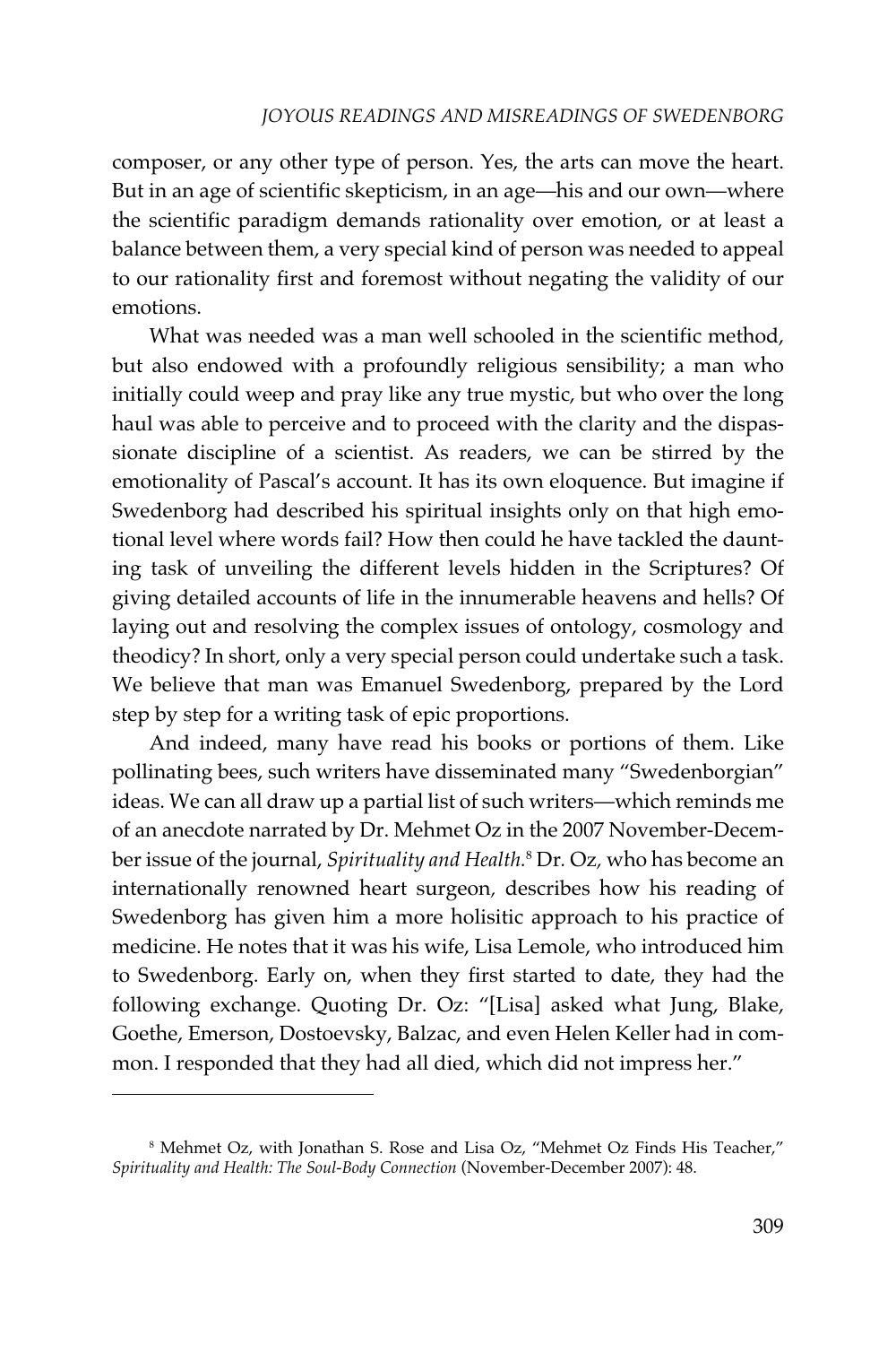composer, or any other type of person. Yes, the arts can move the heart. But in an age of scientific skepticism, in an age—his and our own—where the scientific paradigm demands rationality over emotion, or at least a balance between them, a very special kind of person was needed to appeal to our rationality first and foremost without negating the validity of our emotions.

What was needed was a man well schooled in the scientific method, but also endowed with a profoundly religious sensibility; a man who initially could weep and pray like any true mystic, but who over the long haul was able to perceive and to proceed with the clarity and the dispassionate discipline of a scientist. As readers, we can be stirred by the emotionality of Pascal's account. It has its own eloquence. But imagine if Swedenborg had described his spiritual insights only on that high emotional level where words fail? How then could he have tackled the daunting task of unveiling the different levels hidden in the Scriptures? Of giving detailed accounts of life in the innumerable heavens and hells? Of laying out and resolving the complex issues of ontology, cosmology and theodicy? In short, only a very special person could undertake such a task. We believe that man was Emanuel Swedenborg, prepared by the Lord step by step for a writing task of epic proportions.

And indeed, many have read his books or portions of them. Like pollinating bees, such writers have disseminated many "Swedenborgian" ideas. We can all draw up a partial list of such writers—which reminds me of an anecdote narrated by Dr. Mehmet Oz in the 2007 November-December issue of the journal, *Spirituality and Health.*[8] Dr. Oz, who has become an internationally renowned heart surgeon, describes how his reading of Swedenborg has given him a more holisitic approach to his practice of medicine. He notes that it was his wife, Lisa Lemole, who introduced him to Swedenborg. Early on, when they first started to date, they had the following exchange. Quoting Dr. Oz: "[Lisa] asked what Jung, Blake, Goethe, Emerson, Dostoevsky, Balzac, and even Helen Keller had in common. I responded that they had all died, which did not impress her."

---

[8] Mehmet Oz, with Jonathan S. Rose and Lisa Oz, "Mehmet Oz Finds His Teacher," *Spirituality and Health: The Soul-Body Connection* (November-December 2007): 48.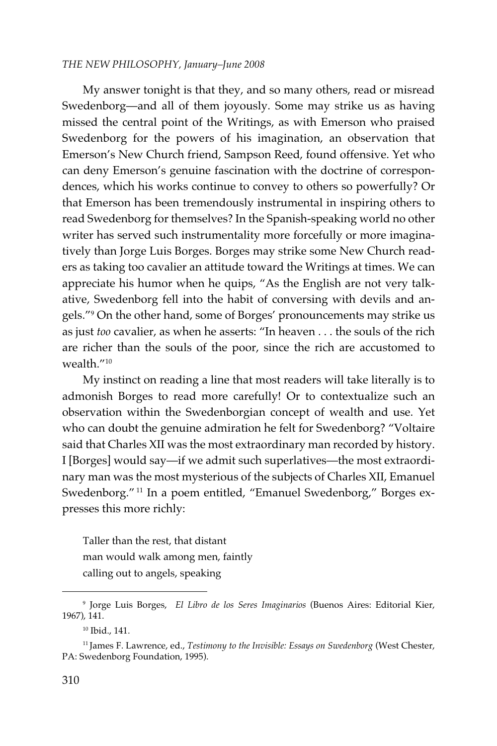My answer tonight is that they, and so many others, read or misread Swedenborg—and all of them joyously. Some may strike us as having missed the central point of the Writings, as with Emerson who praised Swedenborg for the powers of his imagination, an observation that Emerson's New Church friend, Sampson Reed, found offensive. Yet who can deny Emerson's genuine fascination with the doctrine of correspondences, which his works continue to convey to others so powerfully? Or that Emerson has been tremendously instrumental in inspiring others to read Swedenborg for themselves? In the Spanish-speaking world no other writer has served such instrumentality more forcefully or more imaginatively than Jorge Luis Borges. Borges may strike some New Church readers as taking too cavalier an attitude toward the Writings at times. We can appreciate his humor when he quips, "As the English are not very talkative, Swedenborg fell into the habit of conversing with devils and angels."[9] On the other hand, some of Borges' pronouncements may strike us as just *too* cavalier, as when he asserts: "In heaven . . . the souls of the rich are richer than the souls of the poor, since the rich are accustomed to wealth."[10]

My instinct on reading a line that most readers will take literally is to admonish Borges to read more carefully! Or to contextualize such an observation within the Swedenborgian concept of wealth and use. Yet who can doubt the genuine admiration he felt for Swedenborg? "Voltaire said that Charles XII was the most extraordinary man recorded by history. I [Borges] would say—if we admit such superlatives—the most extraordinary man was the most mysterious of the subjects of Charles XII, Emanuel Swedenborg."[11] In a poem entitled, "Emanuel Swedenborg," Borges expresses this more richly:

> Taller than the rest, that distant
> man would walk among men, faintly
> calling out to angels, speaking

---

[9] Jorge Luis Borges, *El Libro de los Seres Imaginarios* (Buenos Aires: Editorial Kier, 1967), 141.

[10] Ibid., 141.

[11] James F. Lawrence, ed., *Testimony to the Invisible: Essays on Swedenborg* (West Chester, PA: Swedenborg Foundation, 1995).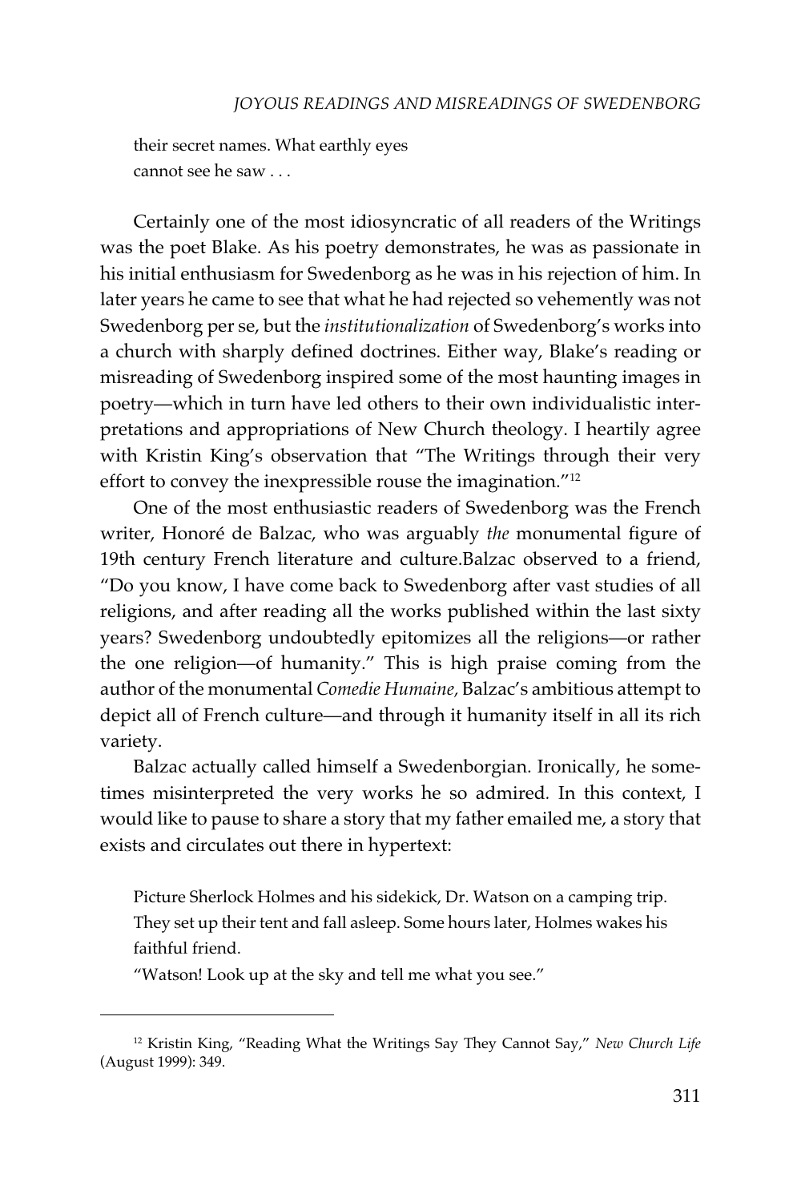their secret names. What earthly eyes
cannot see he saw . . .

Certainly one of the most idiosyncratic of all readers of the Writings was the poet Blake. As his poetry demonstrates, he was as passionate in his initial enthusiasm for Swedenborg as he was in his rejection of him. In later years he came to see that what he had rejected so vehemently was not Swedenborg per se, but the *institutionalization* of Swedenborg's works into a church with sharply defined doctrines. Either way, Blake's reading or misreading of Swedenborg inspired some of the most haunting images in poetry—which in turn have led others to their own individualistic interpretations and appropriations of New Church theology. I heartily agree with Kristin King's observation that "The Writings through their very effort to convey the inexpressible rouse the imagination."[12]

One of the most enthusiastic readers of Swedenborg was the French writer, Honoré de Balzac, who was arguably *the* monumental figure of 19th century French literature and culture.Balzac observed to a friend, "Do you know, I have come back to Swedenborg after vast studies of all religions, and after reading all the works published within the last sixty years? Swedenborg undoubtedly epitomizes all the religions—or rather the one religion—of humanity." This is high praise coming from the author of the monumental *Comedie Humaine,* Balzac's ambitious attempt to depict all of French culture—and through it humanity itself in all its rich variety.

Balzac actually called himself a Swedenborgian. Ironically, he sometimes misinterpreted the very works he so admired. In this context, I would like to pause to share a story that my father emailed me, a story that exists and circulates out there in hypertext:

> Picture Sherlock Holmes and his sidekick, Dr. Watson on a camping trip. They set up their tent and fall asleep. Some hours later, Holmes wakes his faithful friend.
>
> "Watson! Look up at the sky and tell me what you see."

---

[12] Kristin King, "Reading What the Writings Say They Cannot Say," *New Church Life* (August 1999): 349.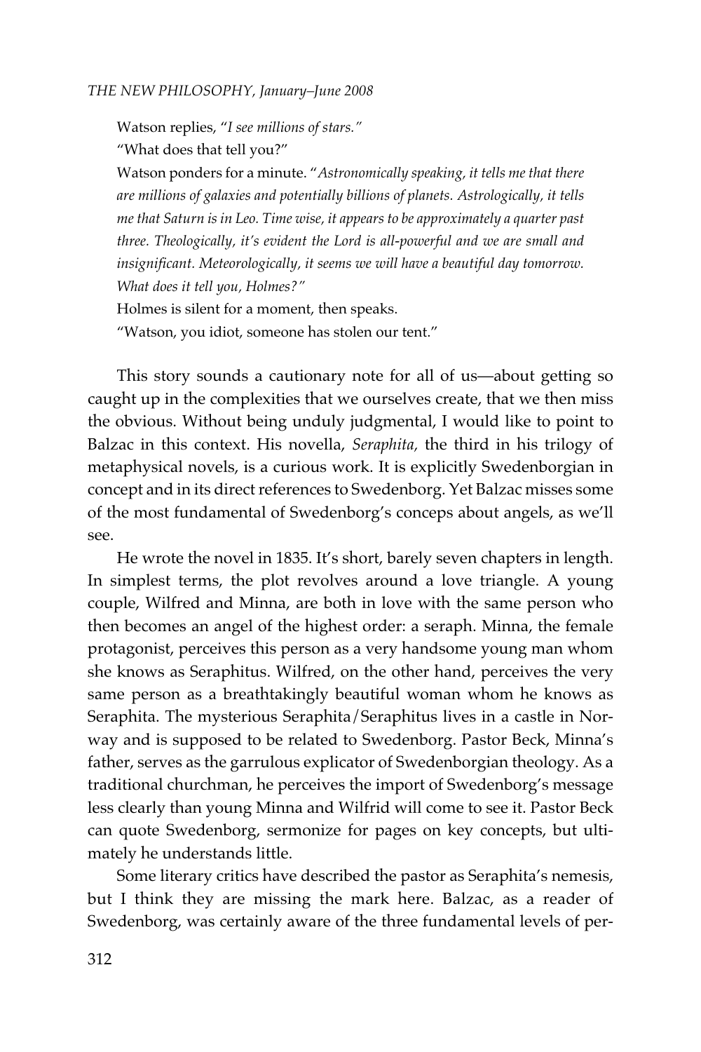Watson replies, "*I see millions of stars.*"

"What does that tell you?"

Watson ponders for a minute. "*Astronomically speaking, it tells me that there are millions of galaxies and potentially billions of planets. Astrologically, it tells me that Saturn is in Leo. Time wise, it appears to be approximately a quarter past three. Theologically, it's evident the Lord is all-powerful and we are small and insignificant. Meteorologically, it seems we will have a beautiful day tomorrow. What does it tell you, Holmes?*"

Holmes is silent for a moment, then speaks.

"Watson, you idiot, someone has stolen our tent."

This story sounds a cautionary note for all of us—about getting so caught up in the complexities that we ourselves create, that we then miss the obvious. Without being unduly judgmental, I would like to point to Balzac in this context. His novella, *Seraphita,* the third in his trilogy of metaphysical novels, is a curious work. It is explicitly Swedenborgian in concept and in its direct references to Swedenborg. Yet Balzac misses some of the most fundamental of Swedenborg's conceps about angels, as we'll see.

He wrote the novel in 1835. It's short, barely seven chapters in length. In simplest terms, the plot revolves around a love triangle. A young couple, Wilfred and Minna, are both in love with the same person who then becomes an angel of the highest order: a seraph. Minna, the female protagonist, perceives this person as a very handsome young man whom she knows as Seraphitus. Wilfred, on the other hand, perceives the very same person as a breathtakingly beautiful woman whom he knows as Seraphita. The mysterious Seraphita/Seraphitus lives in a castle in Norway and is supposed to be related to Swedenborg. Pastor Beck, Minna's father, serves as the garrulous explicator of Swedenborgian theology. As a traditional churchman, he perceives the import of Swedenborg's message less clearly than young Minna and Wilfrid will come to see it. Pastor Beck can quote Swedenborg, sermonize for pages on key concepts, but ultimately he understands little.

Some literary critics have described the pastor as Seraphita's nemesis, but I think they are missing the mark here. Balzac, as a reader of Swedenborg, was certainly aware of the three fundamental levels of per-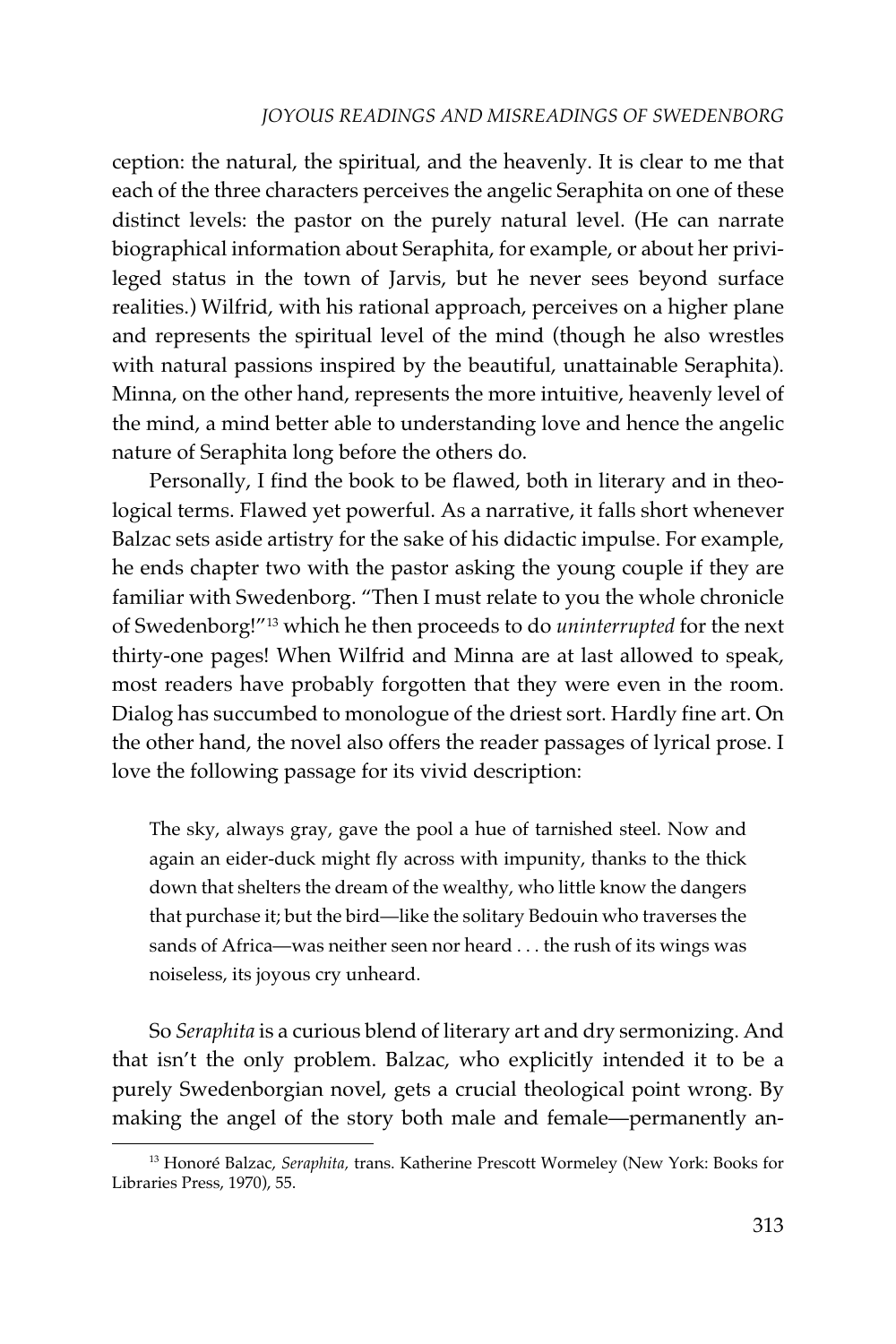ception: the natural, the spiritual, and the heavenly. It is clear to me that each of the three characters perceives the angelic Seraphita on one of these distinct levels: the pastor on the purely natural level. (He can narrate biographical information about Seraphita, for example, or about her privileged status in the town of Jarvis, but he never sees beyond surface realities.) Wilfrid, with his rational approach, perceives on a higher plane and represents the spiritual level of the mind (though he also wrestles with natural passions inspired by the beautiful, unattainable Seraphita). Minna, on the other hand, represents the more intuitive, heavenly level of the mind, a mind better able to understanding love and hence the angelic nature of Seraphita long before the others do.

Personally, I find the book to be flawed, both in literary and in theological terms. Flawed yet powerful. As a narrative, it falls short whenever Balzac sets aside artistry for the sake of his didactic impulse. For example, he ends chapter two with the pastor asking the young couple if they are familiar with Swedenborg. "Then I must relate to you the whole chronicle of Swedenborg!"[13] which he then proceeds to do *uninterrupted* for the next thirty-one pages! When Wilfrid and Minna are at last allowed to speak, most readers have probably forgotten that they were even in the room. Dialog has succumbed to monologue of the driest sort. Hardly fine art. On the other hand, the novel also offers the reader passages of lyrical prose. I love the following passage for its vivid description:

> The sky, always gray, gave the pool a hue of tarnished steel. Now and again an eider-duck might fly across with impunity, thanks to the thick down that shelters the dream of the wealthy, who little know the dangers that purchase it; but the bird—like the solitary Bedouin who traverses the sands of Africa—was neither seen nor heard . . . the rush of its wings was noiseless, its joyous cry unheard.

So *Seraphita* is a curious blend of literary art and dry sermonizing. And that isn't the only problem. Balzac, who explicitly intended it to be a purely Swedenborgian novel, gets a crucial theological point wrong. By making the angel of the story both male and female—permanently an-

---

[13] Honoré Balzac, *Seraphita,* trans. Katherine Prescott Wormeley (New York: Books for Libraries Press, 1970), 55.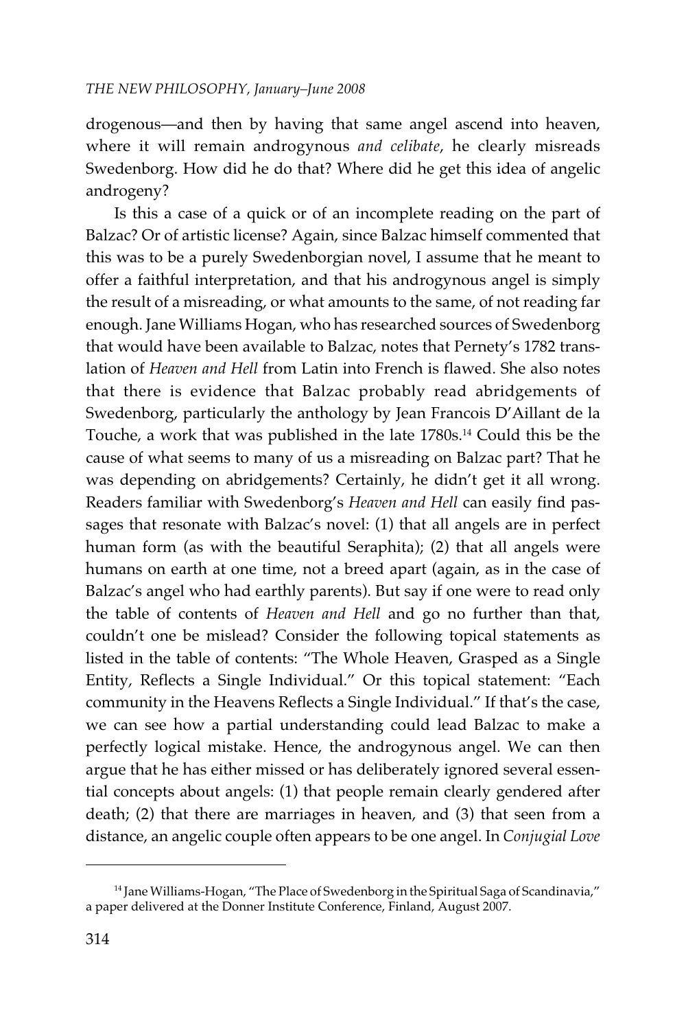drogenous—and then by having that same angel ascend into heaven, where it will remain androgynous *and celibate*, he clearly misreads Swedenborg. How did he do that? Where did he get this idea of angelic androgeny?

Is this a case of a quick or of an incomplete reading on the part of Balzac? Or of artistic license? Again, since Balzac himself commented that this was to be a purely Swedenborgian novel, I assume that he meant to offer a faithful interpretation, and that his androgynous angel is simply the result of a misreading, or what amounts to the same, of not reading far enough. Jane Williams Hogan, who has researched sources of Swedenborg that would have been available to Balzac, notes that Pernety's 1782 translation of *Heaven and Hell* from Latin into French is flawed. She also notes that there is evidence that Balzac probably read abridgements of Swedenborg, particularly the anthology by Jean Francois D'Aillant de la Touche, a work that was published in the late 1780s.[14] Could this be the cause of what seems to many of us a misreading on Balzac part? That he was depending on abridgements? Certainly, he didn't get it all wrong. Readers familiar with Swedenborg's *Heaven and Hell* can easily find passages that resonate with Balzac's novel: (1) that all angels are in perfect human form (as with the beautiful Seraphita); (2) that all angels were humans on earth at one time, not a breed apart (again, as in the case of Balzac's angel who had earthly parents). But say if one were to read only the table of contents of *Heaven and Hell* and go no further than that, couldn't one be mislead? Consider the following topical statements as listed in the table of contents: "The Whole Heaven, Grasped as a Single Entity, Reflects a Single Individual." Or this topical statement: "Each community in the Heavens Reflects a Single Individual." If that's the case, we can see how a partial understanding could lead Balzac to make a perfectly logical mistake. Hence, the androgynous angel. We can then argue that he has either missed or has deliberately ignored several essential concepts about angels: (1) that people remain clearly gendered after death; (2) that there are marriages in heaven, and (3) that seen from a distance, an angelic couple often appears to be one angel. In *Conjugial Love*

[14] Jane Williams-Hogan, "The Place of Swedenborg in the Spiritual Saga of Scandinavia," a paper delivered at the Donner Institute Conference, Finland, August 2007.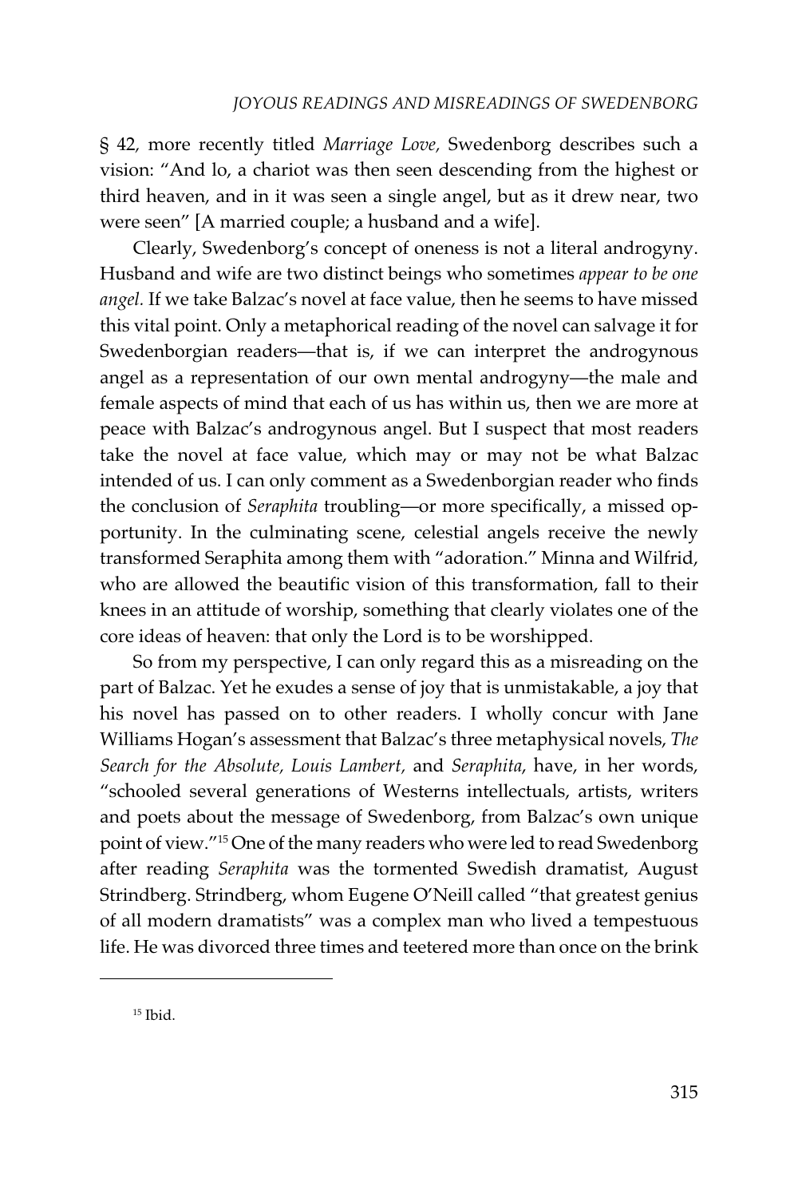§ 42, more recently titled *Marriage Love*, Swedenborg describes such a vision: "And lo, a chariot was then seen descending from the highest or third heaven, and in it was seen a single angel, but as it drew near, two were seen" [A married couple; a husband and a wife].

Clearly, Swedenborg's concept of oneness is not a literal androgyny. Husband and wife are two distinct beings who sometimes *appear to be one angel.* If we take Balzac's novel at face value, then he seems to have missed this vital point. Only a metaphorical reading of the novel can salvage it for Swedenborgian readers—that is, if we can interpret the androgynous angel as a representation of our own mental androgyny—the male and female aspects of mind that each of us has within us, then we are more at peace with Balzac's androgynous angel. But I suspect that most readers take the novel at face value, which may or may not be what Balzac intended of us. I can only comment as a Swedenborgian reader who finds the conclusion of *Seraphita* troubling—or more specifically, a missed opportunity. In the culminating scene, celestial angels receive the newly transformed Seraphita among them with "adoration." Minna and Wilfrid, who are allowed the beautific vision of this transformation, fall to their knees in an attitude of worship, something that clearly violates one of the core ideas of heaven: that only the Lord is to be worshipped.

So from my perspective, I can only regard this as a misreading on the part of Balzac. Yet he exudes a sense of joy that is unmistakable, a joy that his novel has passed on to other readers. I wholly concur with Jane Williams Hogan's assessment that Balzac's three metaphysical novels, *The Search for the Absolute*, *Louis Lambert*, and *Seraphita*, have, in her words, "schooled several generations of Westerns intellectuals, artists, writers and poets about the message of Swedenborg, from Balzac's own unique point of view."[15] One of the many readers who were led to read Swedenborg after reading *Seraphita* was the tormented Swedish dramatist, August Strindberg. Strindberg, whom Eugene O'Neill called "that greatest genius of all modern dramatists" was a complex man who lived a tempestuous life. He was divorced three times and teetered more than once on the brink

[15] Ibid.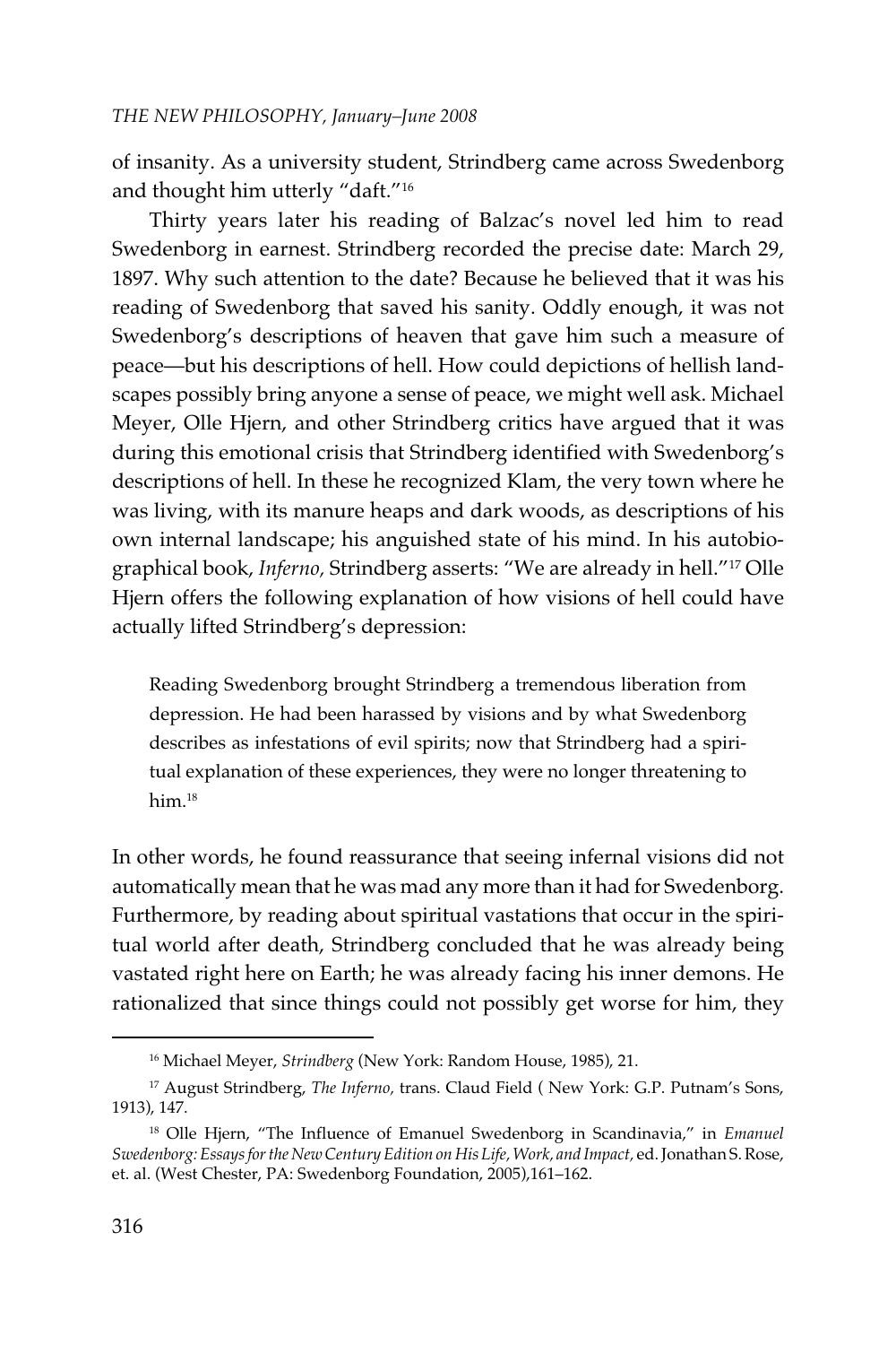of insanity. As a university student, Strindberg came across Swedenborg and thought him utterly "daft."[16]

Thirty years later his reading of Balzac's novel led him to read Swedenborg in earnest. Strindberg recorded the precise date: March 29, 1897. Why such attention to the date? Because he believed that it was his reading of Swedenborg that saved his sanity. Oddly enough, it was not Swedenborg's descriptions of heaven that gave him such a measure of peace—but his descriptions of hell. How could depictions of hellish landscapes possibly bring anyone a sense of peace, we might well ask. Michael Meyer, Olle Hjern, and other Strindberg critics have argued that it was during this emotional crisis that Strindberg identified with Swedenborg's descriptions of hell. In these he recognized Klam, the very town where he was living, with its manure heaps and dark woods, as descriptions of his own internal landscape; his anguished state of his mind. In his autobiographical book, *Inferno,* Strindberg asserts: "We are already in hell."[17] Olle Hjern offers the following explanation of how visions of hell could have actually lifted Strindberg's depression:

> Reading Swedenborg brought Strindberg a tremendous liberation from depression. He had been harassed by visions and by what Swedenborg describes as infestations of evil spirits; now that Strindberg had a spiritual explanation of these experiences, they were no longer threatening to him.[18]

In other words, he found reassurance that seeing infernal visions did not automatically mean that he was mad any more than it had for Swedenborg. Furthermore, by reading about spiritual vastations that occur in the spiritual world after death, Strindberg concluded that he was already being vastated right here on Earth; he was already facing his inner demons. He rationalized that since things could not possibly get worse for him, they

---

[16] Michael Meyer, *Strindberg* (New York: Random House, 1985), 21.

[17] August Strindberg, *The Inferno,* trans. Claud Field ( New York: G.P. Putnam's Sons, 1913), 147.

[18] Olle Hjern, "The Influence of Emanuel Swedenborg in Scandinavia," in *Emanuel Swedenborg: Essays for the New Century Edition on His Life, Work, and Impact,* ed. Jonathan S. Rose, et. al. (West Chester, PA: Swedenborg Foundation, 2005),161–162.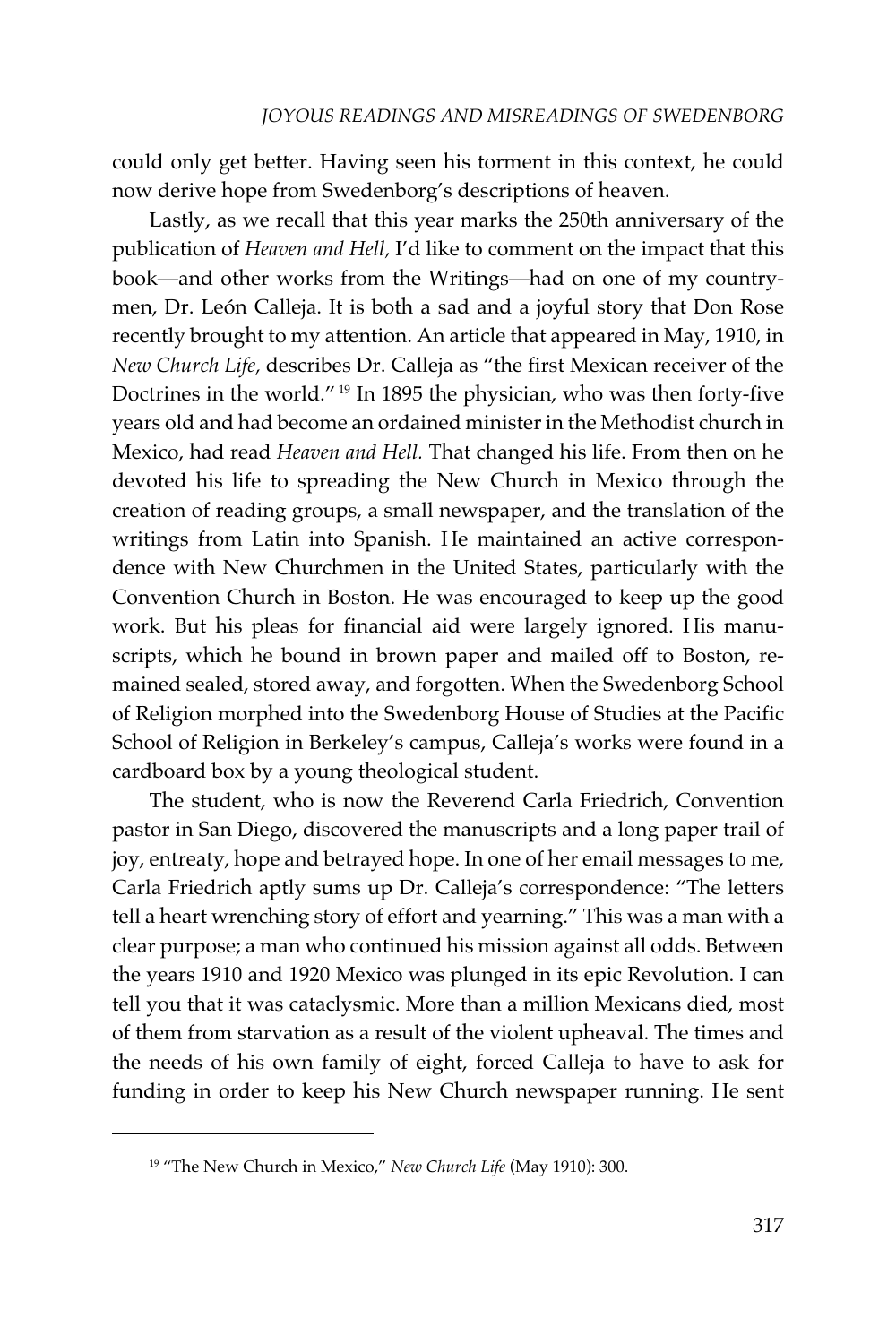could only get better. Having seen his torment in this context, he could now derive hope from Swedenborg's descriptions of heaven.

Lastly, as we recall that this year marks the 250th anniversary of the publication of *Heaven and Hell,* I'd like to comment on the impact that this book—and other works from the Writings—had on one of my countrymen, Dr. León Calleja. It is both a sad and a joyful story that Don Rose recently brought to my attention. An article that appeared in May, 1910, in *New Church Life,* describes Dr. Calleja as "the first Mexican receiver of the Doctrines in the world." [19] In 1895 the physician, who was then forty-five years old and had become an ordained minister in the Methodist church in Mexico, had read *Heaven and Hell.* That changed his life. From then on he devoted his life to spreading the New Church in Mexico through the creation of reading groups, a small newspaper, and the translation of the writings from Latin into Spanish. He maintained an active correspondence with New Churchmen in the United States, particularly with the Convention Church in Boston. He was encouraged to keep up the good work. But his pleas for financial aid were largely ignored. His manuscripts, which he bound in brown paper and mailed off to Boston, remained sealed, stored away, and forgotten. When the Swedenborg School of Religion morphed into the Swedenborg House of Studies at the Pacific School of Religion in Berkeley's campus, Calleja's works were found in a cardboard box by a young theological student.

The student, who is now the Reverend Carla Friedrich, Convention pastor in San Diego, discovered the manuscripts and a long paper trail of joy, entreaty, hope and betrayed hope. In one of her email messages to me, Carla Friedrich aptly sums up Dr. Calleja's correspondence: "The letters tell a heart wrenching story of effort and yearning." This was a man with a clear purpose; a man who continued his mission against all odds. Between the years 1910 and 1920 Mexico was plunged in its epic Revolution. I can tell you that it was cataclysmic. More than a million Mexicans died, most of them from starvation as a result of the violent upheaval. The times and the needs of his own family of eight, forced Calleja to have to ask for funding in order to keep his New Church newspaper running. He sent

---

[19] "The New Church in Mexico," *New Church Life* (May 1910): 300.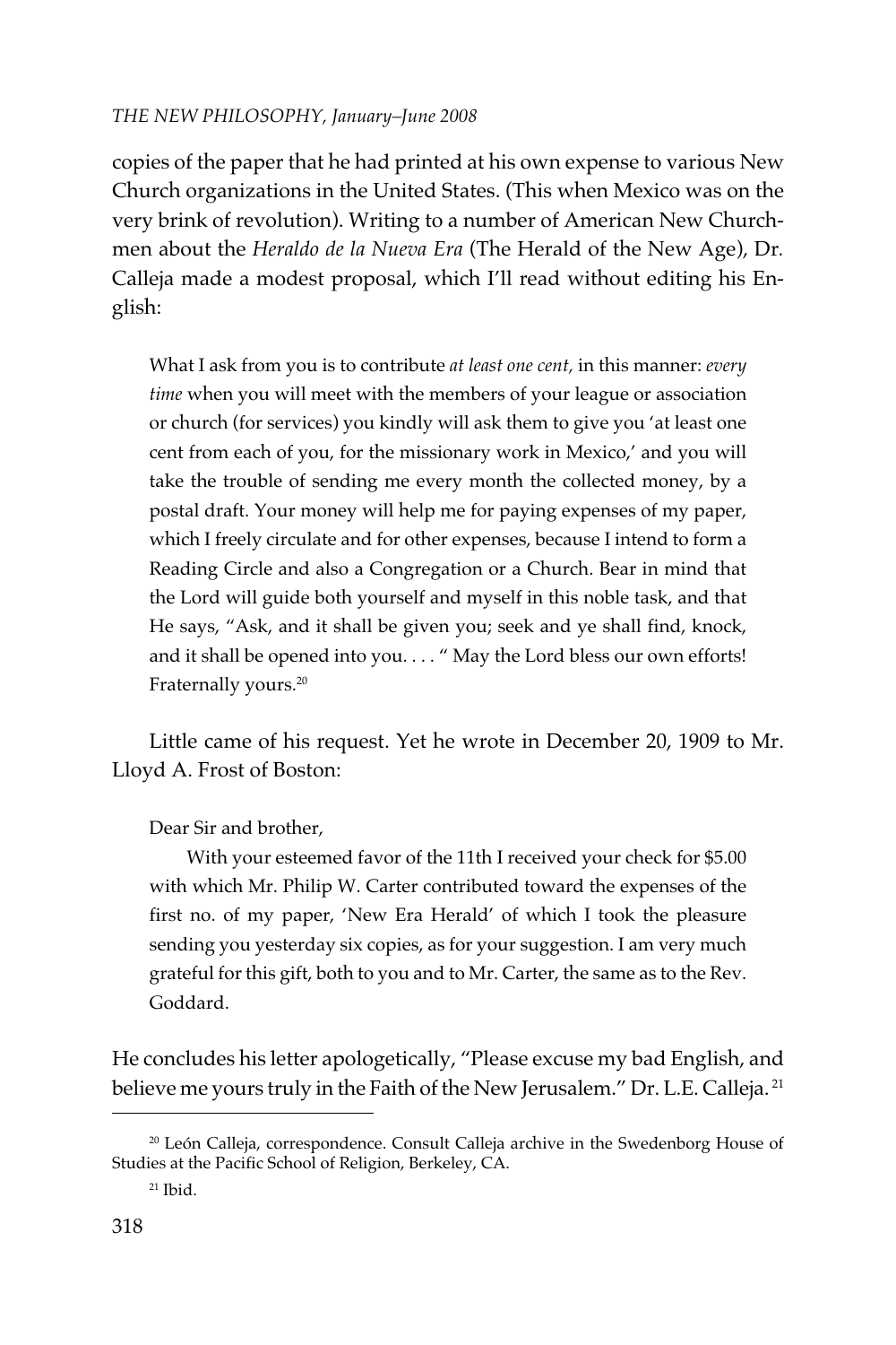copies of the paper that he had printed at his own expense to various New Church organizations in the United States. (This when Mexico was on the very brink of revolution). Writing to a number of American New Churchmen about the *Heraldo de la Nueva Era* (The Herald of the New Age), Dr. Calleja made a modest proposal, which I'll read without editing his English:

> What I ask from you is to contribute *at least one cent,* in this manner: *every time* when you will meet with the members of your league or association or church (for services) you kindly will ask them to give you 'at least one cent from each of you, for the missionary work in Mexico,' and you will take the trouble of sending me every month the collected money, by a postal draft. Your money will help me for paying expenses of my paper, which I freely circulate and for other expenses, because I intend to form a Reading Circle and also a Congregation or a Church. Bear in mind that the Lord will guide both yourself and myself in this noble task, and that He says, "Ask, and it shall be given you; seek and ye shall find, knock, and it shall be opened into you. . . . " May the Lord bless our own efforts! Fraternally yours.[20]

Little came of his request. Yet he wrote in December 20, 1909 to Mr. Lloyd A. Frost of Boston:

> Dear Sir and brother,
>
> With your esteemed favor of the 11th I received your check for $5.00 with which Mr. Philip W. Carter contributed toward the expenses of the first no. of my paper, 'New Era Herald' of which I took the pleasure sending you yesterday six copies, as for your suggestion. I am very much grateful for this gift, both to you and to Mr. Carter, the same as to the Rev. Goddard.

He concludes his letter apologetically, "Please excuse my bad English, and believe me yours truly in the Faith of the New Jerusalem." Dr. L.E. Calleja.[21]

---

[20] León Calleja, correspondence. Consult Calleja archive in the Swedenborg House of Studies at the Pacific School of Religion, Berkeley, CA.

[21] Ibid.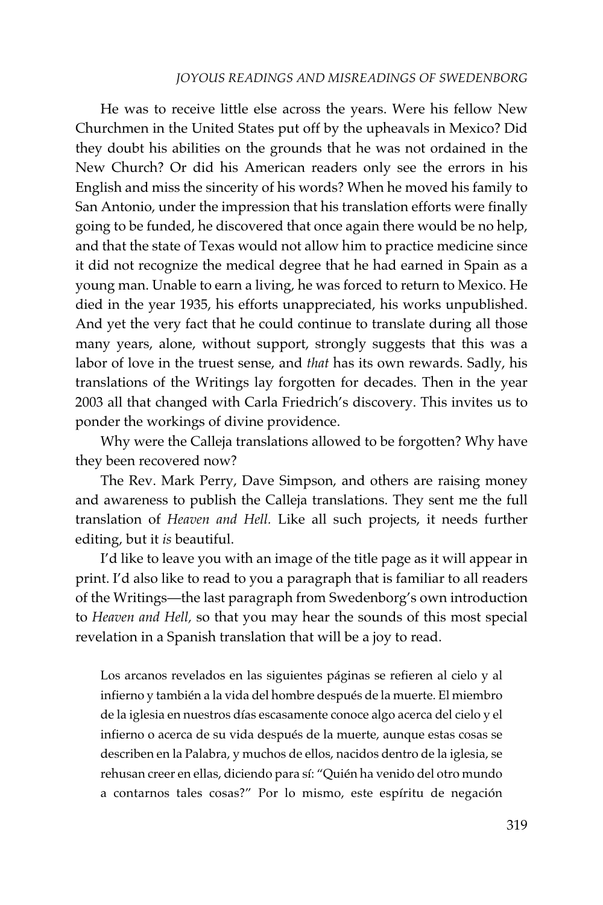He was to receive little else across the years. Were his fellow New Churchmen in the United States put off by the upheavals in Mexico? Did they doubt his abilities on the grounds that he was not ordained in the New Church? Or did his American readers only see the errors in his English and miss the sincerity of his words? When he moved his family to San Antonio, under the impression that his translation efforts were finally going to be funded, he discovered that once again there would be no help, and that the state of Texas would not allow him to practice medicine since it did not recognize the medical degree that he had earned in Spain as a young man. Unable to earn a living, he was forced to return to Mexico. He died in the year 1935, his efforts unappreciated, his works unpublished. And yet the very fact that he could continue to translate during all those many years, alone, without support, strongly suggests that this was a labor of love in the truest sense, and *that* has its own rewards. Sadly, his translations of the Writings lay forgotten for decades. Then in the year 2003 all that changed with Carla Friedrich's discovery. This invites us to ponder the workings of divine providence.

Why were the Calleja translations allowed to be forgotten? Why have they been recovered now?

The Rev. Mark Perry, Dave Simpson, and others are raising money and awareness to publish the Calleja translations. They sent me the full translation of *Heaven and Hell*. Like all such projects, it needs further editing, but it *is* beautiful.

I'd like to leave you with an image of the title page as it will appear in print. I'd also like to read to you a paragraph that is familiar to all readers of the Writings—the last paragraph from Swedenborg's own introduction to *Heaven and Hell,* so that you may hear the sounds of this most special revelation in a Spanish translation that will be a joy to read.

> Los arcanos revelados en las siguientes páginas se refieren al cielo y al infierno y también a la vida del hombre después de la muerte. El miembro de la iglesia en nuestros días escasamente conoce algo acerca del cielo y el infierno o acerca de su vida después de la muerte, aunque estas cosas se describen en la Palabra, y muchos de ellos, nacidos dentro de la iglesia, se rehusan creer en ellas, diciendo para sí: "Quién ha venido del otro mundo a contarnos tales cosas?" Por lo mismo, este espíritu de negación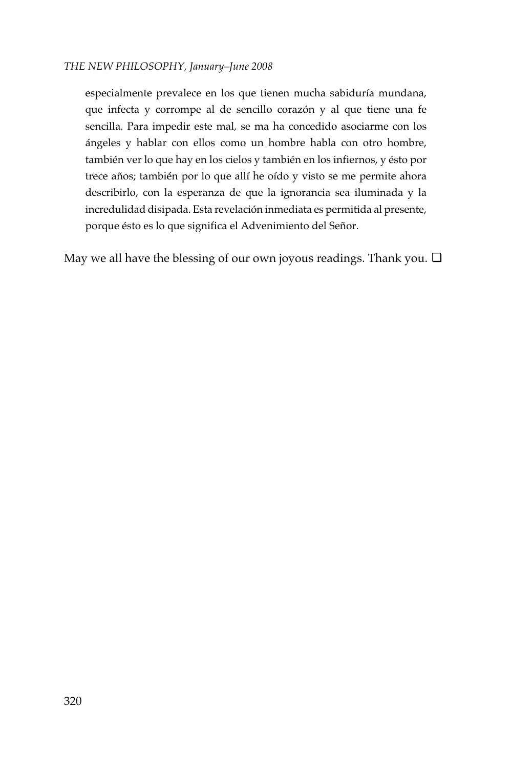> especialmente prevalece en los que tienen mucha sabiduría mundana, que infecta y corrompe al de sencillo corazón y al que tiene una fe sencilla. Para impedir este mal, se ma ha concedido asociarme con los ángeles y hablar con ellos como un hombre habla con otro hombre, también ver lo que hay en los cielos y también en los infiernos, y ésto por trece años; también por lo que allí he oído y visto se me permite ahora describirlo, con la esperanza de que la ignorancia sea iluminada y la incredulidad disipada. Esta revelación inmediata es permitida al presente, porque ésto es lo que significa el Advenimiento del Señor.

May we all have the blessing of our own joyous readings. Thank you. ❑